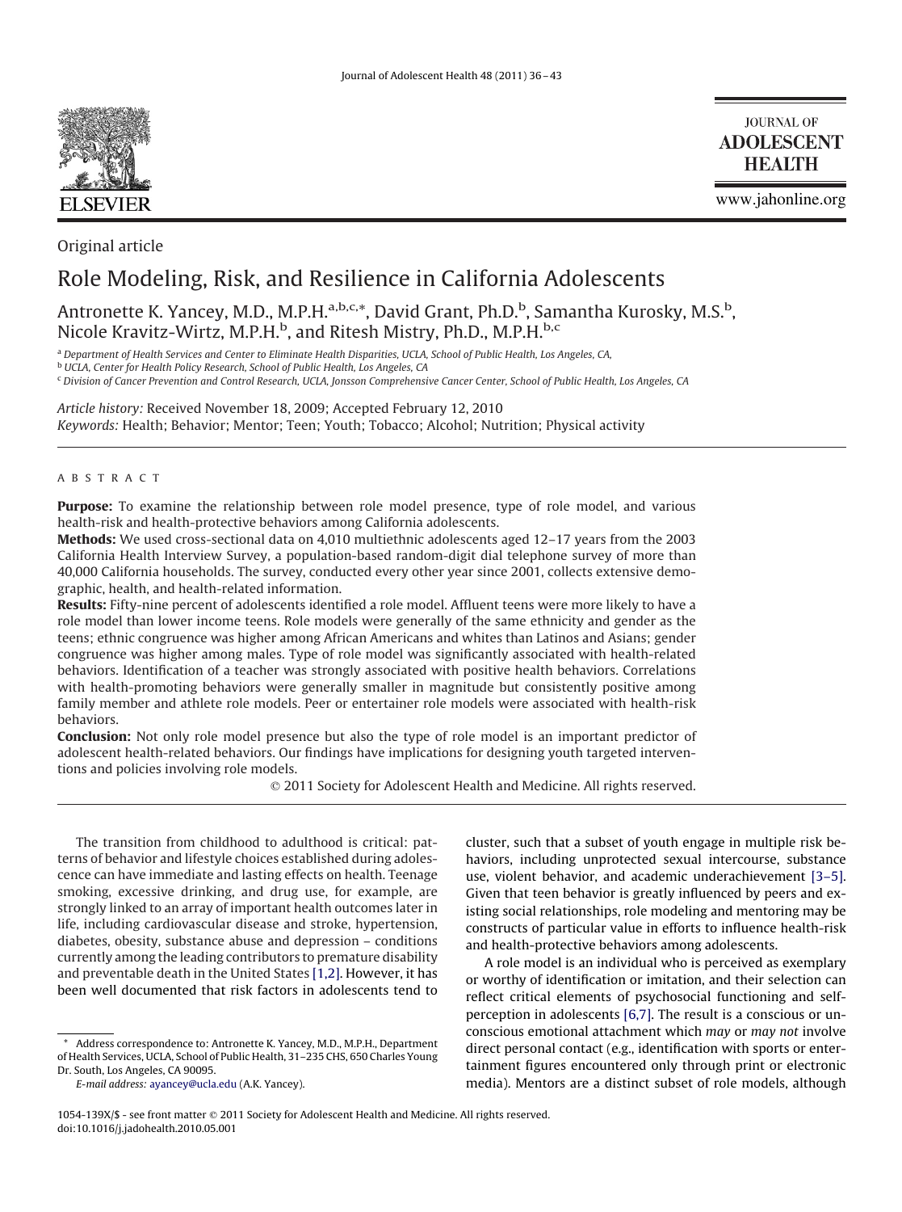Original article

# Role Modeling, Risk, and Resilience in California Adolescents

Antronette K. Yancey, M.D., M.P.H.[a,b,c,*], David Grant, Ph.D.[b], Samantha Kurosky, M.S.[b], Nicole Kravitz-Wirtz, M.P.H.[b], and Ritesh Mistry, Ph.D., M.P.H.[b,c]

[a] *Department of Health Services and Center to Eliminate Health Disparities, UCLA, School of Public Health, Los Angeles, CA,*
[b] *UCLA, Center for Health Policy Research, School of Public Health, Los Angeles, CA*
[c] *Division of Cancer Prevention and Control Research, UCLA, Jonsson Comprehensive Cancer Center, School of Public Health, Los Angeles, CA*

*Article history:* Received November 18, 2009; Accepted February 12, 2010

*Keywords:* Health; Behavior; Mentor; Teen; Youth; Tobacco; Alcohol; Nutrition; Physical activity

## ABSTRACT

**Purpose:** To examine the relationship between role model presence, type of role model, and various health-risk and health-protective behaviors among California adolescents.

**Methods:** We used cross-sectional data on 4,010 multiethnic adolescents aged 12–17 years from the 2003 California Health Interview Survey, a population-based random-digit dial telephone survey of more than 40,000 California households. The survey, conducted every other year since 2001, collects extensive demographic, health, and health-related information.

**Results:** Fifty-nine percent of adolescents identified a role model. Affluent teens were more likely to have a role model than lower income teens. Role models were generally of the same ethnicity and gender as the teens; ethnic congruence was higher among African Americans and whites than Latinos and Asians; gender congruence was higher among males. Type of role model was significantly associated with health-related behaviors. Identification of a teacher was strongly associated with positive health behaviors. Correlations with health-promoting behaviors were generally smaller in magnitude but consistently positive among family member and athlete role models. Peer or entertainer role models were associated with health-risk behaviors.

**Conclusion:** Not only role model presence but also the type of role model is an important predictor of adolescent health-related behaviors. Our findings have implications for designing youth targeted interventions and policies involving role models.

© 2011 Society for Adolescent Health and Medicine. All rights reserved.

The transition from childhood to adulthood is critical: patterns of behavior and lifestyle choices established during adolescence can have immediate and lasting effects on health. Teenage smoking, excessive drinking, and drug use, for example, are strongly linked to an array of important health outcomes later in life, including cardiovascular disease and stroke, hypertension, diabetes, obesity, substance abuse and depression – conditions currently among the leading contributors to premature disability and preventable death in the United States [1,2]. However, it has been well documented that risk factors in adolescents tend to cluster, such that a subset of youth engage in multiple risk behaviors, including unprotected sexual intercourse, substance use, violent behavior, and academic underachievement [3–5]. Given that teen behavior is greatly influenced by peers and existing social relationships, role modeling and mentoring may be constructs of particular value in efforts to influence health-risk and health-protective behaviors among adolescents.

A role model is an individual who is perceived as exemplary or worthy of identification or imitation, and their selection can reflect critical elements of psychosocial functioning and self-perception in adolescents [6,7]. The result is a conscious or unconscious emotional attachment which *may* or *may not* involve direct personal contact (e.g., identification with sports or entertainment figures encountered only through print or electronic media). Mentors are a distinct subset of role models, although

\* Address correspondence to: Antronette K. Yancey, M.D., M.P.H., Department of Health Services, UCLA, School of Public Health, 31–235 CHS, 650 Charles Young Dr. South, Los Angeles, CA 90095.

*E-mail address:* ayancey@ucla.edu (A.K. Yancey).

1054-139X/$ - see front matter © 2011 Society for Adolescent Health and Medicine. All rights reserved.
doi:10.1016/j.jadohealth.2010.05.001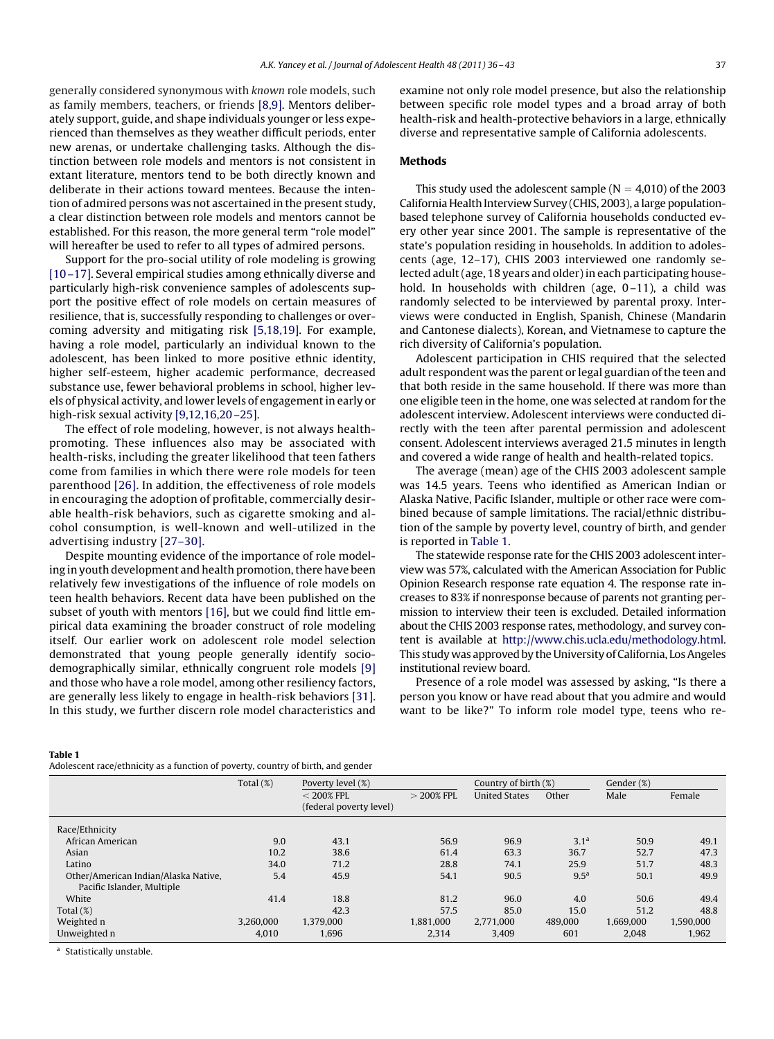generally considered synonymous with *known* role models, such as family members, teachers, or friends [8,9]. Mentors deliberately support, guide, and shape individuals younger or less experienced than themselves as they weather difficult periods, enter new arenas, or undertake challenging tasks. Although the distinction between role models and mentors is not consistent in extant literature, mentors tend to be both directly known and deliberate in their actions toward mentees. Because the intention of admired persons was not ascertained in the present study, a clear distinction between role models and mentors cannot be established. For this reason, the more general term "role model" will hereafter be used to refer to all types of admired persons.

Support for the pro-social utility of role modeling is growing [10–17]. Several empirical studies among ethnically diverse and particularly high-risk convenience samples of adolescents support the positive effect of role models on certain measures of resilience, that is, successfully responding to challenges or overcoming adversity and mitigating risk [5,18,19]. For example, having a role model, particularly an individual known to the adolescent, has been linked to more positive ethnic identity, higher self-esteem, higher academic performance, decreased substance use, fewer behavioral problems in school, higher levels of physical activity, and lower levels of engagement in early or high-risk sexual activity [9,12,16,20–25].

The effect of role modeling, however, is not always health-promoting. These influences also may be associated with health-risks, including the greater likelihood that teen fathers come from families in which there were role models for teen parenthood [26]. In addition, the effectiveness of role models in encouraging the adoption of profitable, commercially desirable health-risk behaviors, such as cigarette smoking and alcohol consumption, is well-known and well-utilized in the advertising industry [27–30].

Despite mounting evidence of the importance of role modeling in youth development and health promotion, there have been relatively few investigations of the influence of role models on teen health behaviors. Recent data have been published on the subset of youth with mentors [16], but we could find little empirical data examining the broader construct of role modeling itself. Our earlier work on adolescent role model selection demonstrated that young people generally identify sociodemographically similar, ethnically congruent role models [9] and those who have a role model, among other resiliency factors, are generally less likely to engage in health-risk behaviors [31]. In this study, we further discern role model characteristics and examine not only role model presence, but also the relationship between specific role model types and a broad array of both health-risk and health-protective behaviors in a large, ethnically diverse and representative sample of California adolescents.

## Methods

This study used the adolescent sample ($N = 4{,}010$) of the 2003 California Health Interview Survey (CHIS, 2003), a large population-based telephone survey of California households conducted every other year since 2001. The sample is representative of the state's population residing in households. In addition to adolescents (age, 12–17), CHIS 2003 interviewed one randomly selected adult (age, 18 years and older) in each participating household. In households with children (age, 0–11), a child was randomly selected to be interviewed by parental proxy. Interviews were conducted in English, Spanish, Chinese (Mandarin and Cantonese dialects), Korean, and Vietnamese to capture the rich diversity of California's population.

Adolescent participation in CHIS required that the selected adult respondent was the parent or legal guardian of the teen and that both reside in the same household. If there was more than one eligible teen in the home, one was selected at random for the adolescent interview. Adolescent interviews were conducted directly with the teen after parental permission and adolescent consent. Adolescent interviews averaged 21.5 minutes in length and covered a wide range of health and health-related topics.

The average (mean) age of the CHIS 2003 adolescent sample was 14.5 years. Teens who identified as American Indian or Alaska Native, Pacific Islander, multiple or other race were combined because of sample limitations. The racial/ethnic distribution of the sample by poverty level, country of birth, and gender is reported in Table 1.

The statewide response rate for the CHIS 2003 adolescent interview was 57%, calculated with the American Association for Public Opinion Research response rate equation 4. The response rate increases to 83% if nonresponse because of parents not granting permission to interview their teen is excluded. Detailed information about the CHIS 2003 response rates, methodology, and survey content is available at http://www.chis.ucla.edu/methodology.html. This study was approved by the University of California, Los Angeles institutional review board.

Presence of a role model was assessed by asking, "Is there a person you know or have read about that you admire and would want to be like?" To inform role model type, teens who re-

**Table 1**
Adolescent race/ethnicity as a function of poverty, country of birth, and gender

| | Total (%) | Poverty level (%) | | Country of birth (%) | | Gender (%) | |
|---|---|---|---|---|---|---|---|
| | | < 200% FPL (federal poverty level) | > 200% FPL | United States | Other | Male | Female |
| Race/Ethnicity | | | | | | | |
| African American | 9.0 | 43.1 | 56.9 | 96.9 | 3.1[a] | 50.9 | 49.1 |
| Asian | 10.2 | 38.6 | 61.4 | 63.3 | 36.7 | 52.7 | 47.3 |
| Latino | 34.0 | 71.2 | 28.8 | 74.1 | 25.9 | 51.7 | 48.3 |
| Other/American Indian/Alaska Native, Pacific Islander, Multiple | 5.4 | 45.9 | 54.1 | 90.5 | 9.5[a] | 50.1 | 49.9 |
| White | 41.4 | 18.8 | 81.2 | 96.0 | 4.0 | 50.6 | 49.4 |
| Total (%) | | 42.3 | 57.5 | 85.0 | 15.0 | 51.2 | 48.8 |
| Weighted n | 3,260,000 | 1,379,000 | 1,881,000 | 2,771,000 | 489,000 | 1,669,000 | 1,590,000 |
| Unweighted n | 4,010 | 1,696 | 2,314 | 3,409 | 601 | 2,048 | 1,962 |

[a] Statistically unstable.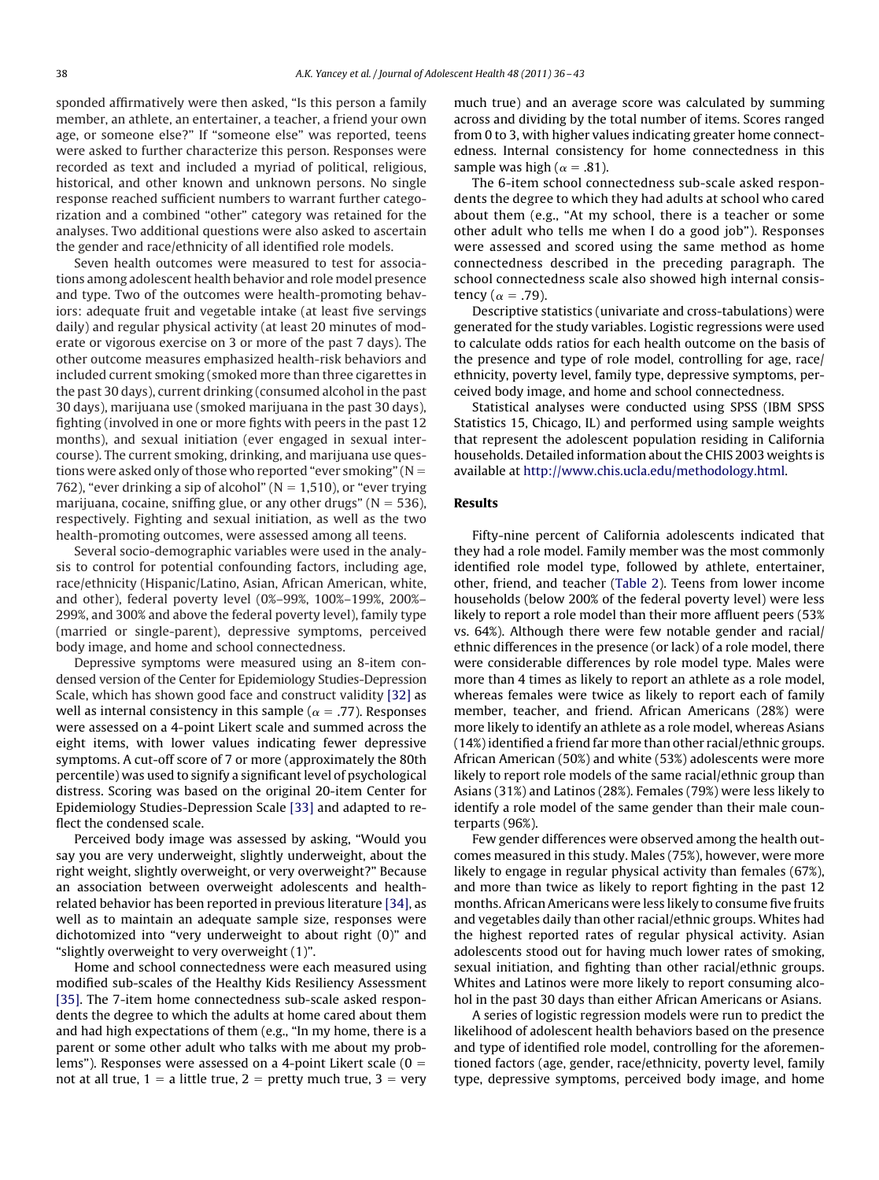sponded affirmatively were then asked, "Is this person a family member, an athlete, an entertainer, a teacher, a friend your own age, or someone else?" If "someone else" was reported, teens were asked to further characterize this person. Responses were recorded as text and included a myriad of political, religious, historical, and other known and unknown persons. No single response reached sufficient numbers to warrant further categorization and a combined "other" category was retained for the analyses. Two additional questions were also asked to ascertain the gender and race/ethnicity of all identified role models.

Seven health outcomes were measured to test for associations among adolescent health behavior and role model presence and type. Two of the outcomes were health-promoting behaviors: adequate fruit and vegetable intake (at least five servings daily) and regular physical activity (at least 20 minutes of moderate or vigorous exercise on 3 or more of the past 7 days). The other outcome measures emphasized health-risk behaviors and included current smoking (smoked more than three cigarettes in the past 30 days), current drinking (consumed alcohol in the past 30 days), marijuana use (smoked marijuana in the past 30 days), fighting (involved in one or more fights with peers in the past 12 months), and sexual initiation (ever engaged in sexual intercourse). The current smoking, drinking, and marijuana use questions were asked only of those who reported "ever smoking" ($N = 762$), "ever drinking a sip of alcohol" ($N = 1,510$), or "ever trying marijuana, cocaine, sniffing glue, or any other drugs" ($N = 536$), respectively. Fighting and sexual initiation, as well as the two health-promoting outcomes, were assessed among all teens.

Several socio-demographic variables were used in the analysis to control for potential confounding factors, including age, race/ethnicity (Hispanic/Latino, Asian, African American, white, and other), federal poverty level (0%–99%, 100%–199%, 200%–299%, and 300% and above the federal poverty level), family type (married or single-parent), depressive symptoms, perceived body image, and home and school connectedness.

Depressive symptoms were measured using an 8-item condensed version of the Center for Epidemiology Studies-Depression Scale, which has shown good face and construct validity [32] as well as internal consistency in this sample ($\alpha = .77$). Responses were assessed on a 4-point Likert scale and summed across the eight items, with lower values indicating fewer depressive symptoms. A cut-off score of 7 or more (approximately the 80th percentile) was used to signify a significant level of psychological distress. Scoring was based on the original 20-item Center for Epidemiology Studies-Depression Scale [33] and adapted to reflect the condensed scale.

Perceived body image was assessed by asking, "Would you say you are very underweight, slightly underweight, about the right weight, slightly overweight, or very overweight?" Because an association between overweight adolescents and health-related behavior has been reported in previous literature [34], as well as to maintain an adequate sample size, responses were dichotomized into "very underweight to about right (0)" and "slightly overweight to very overweight (1)".

Home and school connectedness were each measured using modified sub-scales of the Healthy Kids Resiliency Assessment [35]. The 7-item home connectedness sub-scale asked respondents the degree to which the adults at home cared about them and had high expectations of them (e.g., "In my home, there is a parent or some other adult who talks with me about my problems"). Responses were assessed on a 4-point Likert scale (0 = not at all true, 1 = a little true, 2 = pretty much true, 3 = very much true) and an average score was calculated by summing across and dividing by the total number of items. Scores ranged from 0 to 3, with higher values indicating greater home connectedness. Internal consistency for home connectedness in this sample was high ($\alpha = .81$).

The 6-item school connectedness sub-scale asked respondents the degree to which they had adults at school who cared about them (e.g., "At my school, there is a teacher or some other adult who tells me when I do a good job"). Responses were assessed and scored using the same method as home connectedness described in the preceding paragraph. The school connectedness scale also showed high internal consistency ($\alpha = .79$).

Descriptive statistics (univariate and cross-tabulations) were generated for the study variables. Logistic regressions were used to calculate odds ratios for each health outcome on the basis of the presence and type of role model, controlling for age, race/ethnicity, poverty level, family type, depressive symptoms, perceived body image, and home and school connectedness.

Statistical analyses were conducted using SPSS (IBM SPSS Statistics 15, Chicago, IL) and performed using sample weights that represent the adolescent population residing in California households. Detailed information about the CHIS 2003 weights is available at http://www.chis.ucla.edu/methodology.html.

## Results

Fifty-nine percent of California adolescents indicated that they had a role model. Family member was the most commonly identified role model type, followed by athlete, entertainer, other, friend, and teacher (Table 2). Teens from lower income households (below 200% of the federal poverty level) were less likely to report a role model than their more affluent peers (53% vs. 64%). Although there were few notable gender and racial/ethnic differences in the presence (or lack) of a role model, there were considerable differences by role model type. Males were more than 4 times as likely to report an athlete as a role model, whereas females were twice as likely to report each of family member, teacher, and friend. African Americans (28%) were more likely to identify an athlete as a role model, whereas Asians (14%) identified a friend far more than other racial/ethnic groups. African American (50%) and white (53%) adolescents were more likely to report role models of the same racial/ethnic group than Asians (31%) and Latinos (28%). Females (79%) were less likely to identify a role model of the same gender than their male counterparts (96%).

Few gender differences were observed among the health outcomes measured in this study. Males (75%), however, were more likely to engage in regular physical activity than females (67%), and more than twice as likely to report fighting in the past 12 months. African Americans were less likely to consume five fruits and vegetables daily than other racial/ethnic groups. Whites had the highest reported rates of regular physical activity. Asian adolescents stood out for having much lower rates of smoking, sexual initiation, and fighting than other racial/ethnic groups. Whites and Latinos were more likely to report consuming alcohol in the past 30 days than either African Americans or Asians.

A series of logistic regression models were run to predict the likelihood of adolescent health behaviors based on the presence and type of identified role model, controlling for the aforementioned factors (age, gender, race/ethnicity, poverty level, family type, depressive symptoms, perceived body image, and home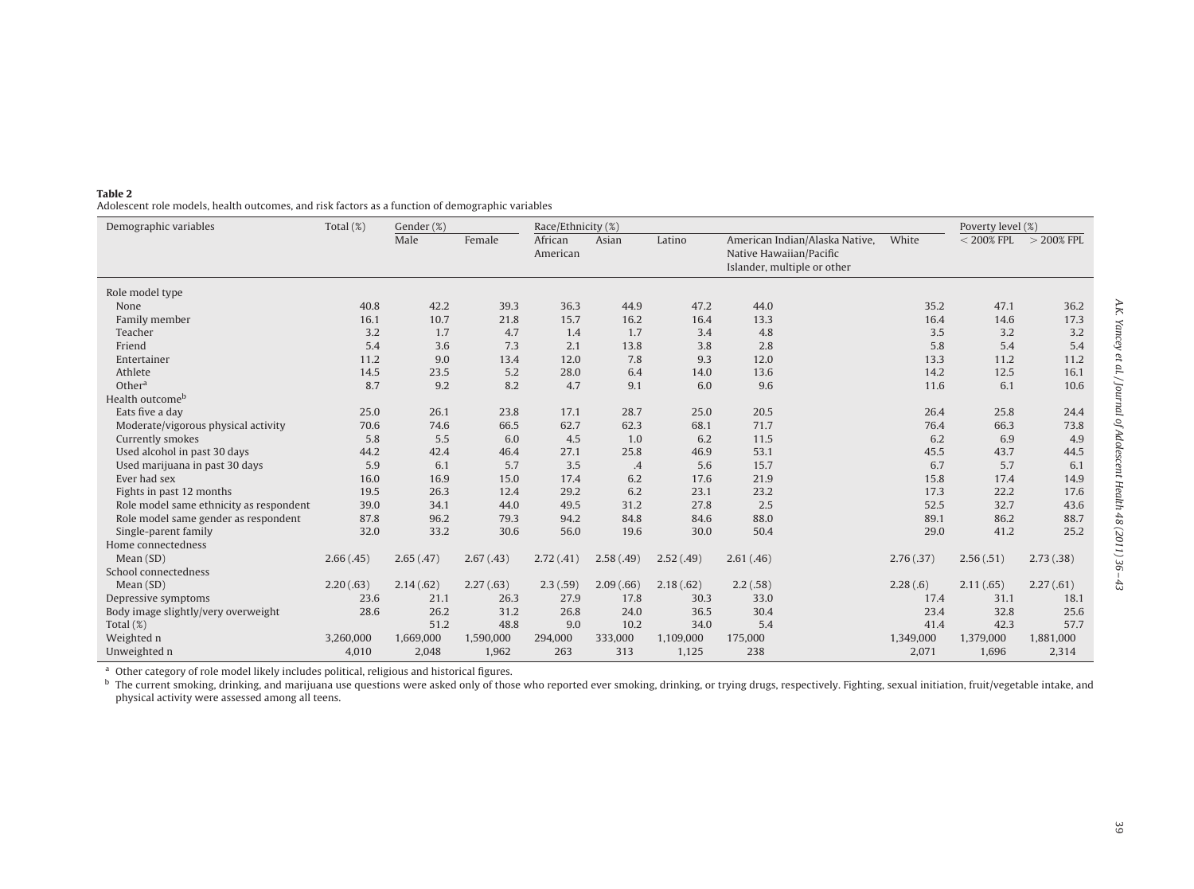**Table 2**
Adolescent role models, health outcomes, and risk factors as a function of demographic variables

| Demographic variables | Total (%) | Gender (%) | | Race/Ethnicity (%) | | | | | Poverty level (%) | |
|---|---|---|---|---|---|---|---|---|---|---|
| | | Male | Female | African American | Asian | Latino | American Indian/Alaska Native, Native Hawaiian/Pacific Islander, multiple or other | White | < 200% FPL | > 200% FPL |
| Role model type | | | | | | | | | | |
| None | 40.8 | 42.2 | 39.3 | 36.3 | 44.9 | 47.2 | 44.0 | 35.2 | 47.1 | 36.2 |
| Family member | 16.1 | 10.7 | 21.8 | 15.7 | 16.2 | 16.4 | 13.3 | 16.4 | 14.6 | 17.3 |
| Teacher | 3.2 | 1.7 | 4.7 | 1.4 | 1.7 | 3.4 | 4.8 | 3.5 | 3.2 | 3.2 |
| Friend | 5.4 | 3.6 | 7.3 | 2.1 | 13.8 | 3.8 | 2.8 | 5.8 | 5.4 | 5.4 |
| Entertainer | 11.2 | 9.0 | 13.4 | 12.0 | 7.8 | 9.3 | 12.0 | 13.3 | 11.2 | 11.2 |
| Athlete | 14.5 | 23.5 | 5.2 | 28.0 | 6.4 | 14.0 | 13.6 | 14.2 | 12.5 | 16.1 |
| Other[a] | 8.7 | 9.2 | 8.2 | 4.7 | 9.1 | 6.0 | 9.6 | 11.6 | 6.1 | 10.6 |
| Health outcome[b] | | | | | | | | | | |
| Eats five a day | 25.0 | 26.1 | 23.8 | 17.1 | 28.7 | 25.0 | 20.5 | 26.4 | 25.8 | 24.4 |
| Moderate/vigorous physical activity | 70.6 | 74.6 | 66.5 | 62.7 | 62.3 | 68.1 | 71.7 | 76.4 | 66.3 | 73.8 |
| Currently smokes | 5.8 | 5.5 | 6.0 | 4.5 | 1.0 | 6.2 | 11.5 | 6.2 | 6.9 | 4.9 |
| Used alcohol in past 30 days | 44.2 | 42.4 | 46.4 | 27.1 | 25.8 | 46.9 | 53.1 | 45.5 | 43.7 | 44.5 |
| Used marijuana in past 30 days | 5.9 | 6.1 | 5.7 | 3.5 | .4 | 5.6 | 15.7 | 6.7 | 5.7 | 6.1 |
| Ever had sex | 16.0 | 16.9 | 15.0 | 17.4 | 6.2 | 17.6 | 21.9 | 15.8 | 17.4 | 14.9 |
| Fights in past 12 months | 19.5 | 26.3 | 12.4 | 29.2 | 6.2 | 23.1 | 23.2 | 17.3 | 22.2 | 17.6 |
| Role model same ethnicity as respondent | 39.0 | 34.1 | 44.0 | 49.5 | 31.2 | 27.8 | 2.5 | 52.5 | 32.7 | 43.6 |
| Role model same gender as respondent | 87.8 | 96.2 | 79.3 | 94.2 | 84.8 | 84.6 | 88.0 | 89.1 | 86.2 | 88.7 |
| Single-parent family | 32.0 | 33.2 | 30.6 | 56.0 | 19.6 | 30.0 | 50.4 | 29.0 | 41.2 | 25.2 |
| Home connectedness | | | | | | | | | | |
| Mean (SD) | 2.66 (.45) | 2.65 (.47) | 2.67 (.43) | 2.72 (.41) | 2.58 (.49) | 2.52 (.49) | 2.61 (.46) | 2.76 (.37) | 2.56 (.51) | 2.73 (.38) |
| School connectedness | | | | | | | | | | |
| Mean (SD) | 2.20 (.63) | 2.14 (.62) | 2.27 (.63) | 2.3 (.59) | 2.09 (.66) | 2.18 (.62) | 2.2 (.58) | 2.28 (.6) | 2.11 (.65) | 2.27 (.61) |
| Depressive symptoms | 23.6 | 21.1 | 26.3 | 27.9 | 17.8 | 30.3 | 33.0 | 17.4 | 31.1 | 18.1 |
| Body image slightly/very overweight | 28.6 | 26.2 | 31.2 | 26.8 | 24.0 | 36.5 | 30.4 | 23.4 | 32.8 | 25.6 |
| Total (%) | | 51.2 | 48.8 | 9.0 | 10.2 | 34.0 | 5.4 | 41.4 | 42.3 | 57.7 |
| Weighted n | 3,260,000 | 1,669,000 | 1,590,000 | 294,000 | 333,000 | 1,109,000 | 175,000 | 1,349,000 | 1,379,000 | 1,881,000 |
| Unweighted n | 4,010 | 2,048 | 1,962 | 263 | 313 | 1,125 | 238 | 2,071 | 1,696 | 2,314 |

[a] Other category of role model likely includes political, religious and historical figures.

[b] The current smoking, drinking, and marijuana use questions were asked only of those who reported ever smoking, drinking, or trying drugs, respectively. Fighting, sexual initiation, fruit/vegetable intake, and physical activity were assessed among all teens.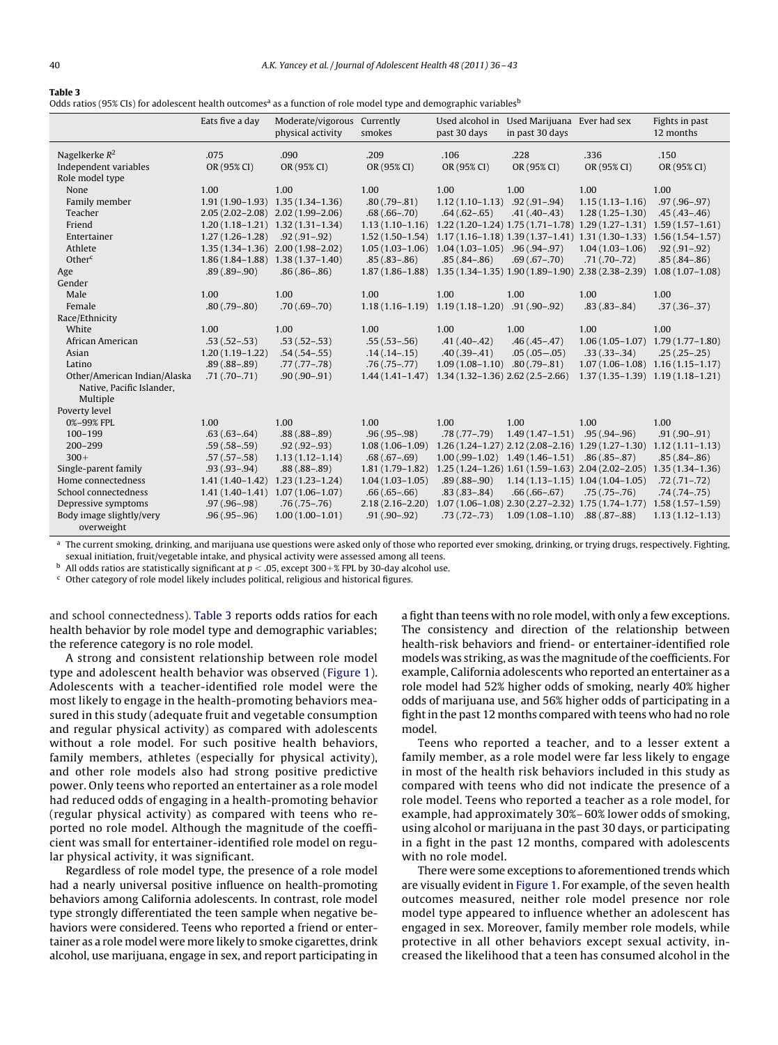**Table 3**

Odds ratios (95% CIs) for adolescent health outcomes[a] as a function of role model type and demographic variables[b]

| | Eats five a day | Moderate/vigorous physical activity | Currently smokes | Used alcohol in past 30 days | Used Marijuana in past 30 days | Ever had sex | Fights in past 12 months |
|---|---|---|---|---|---|---|---|
| Nagelkerke $R^2$ | .075 | .090 | .209 | .106 | .228 | .336 | .150 |
| Independent variables | OR (95% CI) | OR (95% CI) | OR (95% CI) | OR (95% CI) | OR (95% CI) | OR (95% CI) | OR (95% CI) |
| Role model type | | | | | | | |
| None | 1.00 | 1.00 | 1.00 | 1.00 | 1.00 | 1.00 | 1.00 |
| Family member | 1.91 (1.90–1.93) | 1.35 (1.34–1.36) | .80 (.79–.81) | 1.12 (1.10–1.13) | .92 (.91–.94) | 1.15 (1.13–1.16) | .97 (.96–.97) |
| Teacher | 2.05 (2.02–2.08) | 2.02 (1.99–2.06) | .68 (.66–.70) | .64 (.62–.65) | .41 (.40–.43) | 1.28 (1.25–1.30) | .45 (.43–.46) |
| Friend | 1.20 (1.18–1.21) | 1.32 (1.31–1.34) | 1.13 (1.10–1.16) | 1.22 (1.20–1.24) | 1.75 (1.71–1.78) | 1.29 (1.27–1.31) | 1.59 (1.57–1.61) |
| Entertainer | 1.27 (1.26–1.28) | .92 (.91–.92) | 1.52 (1.50–1.54) | 1.17 (1.16–1.18) | 1.39 (1.37–1.41) | 1.31 (1.30–1.33) | 1.56 (1.54–1.57) |
| Athlete | 1.35 (1.34–1.36) | 2.00 (1.98–2.02) | 1.05 (1.03–1.06) | 1.04 (1.03–1.05) | .96 (.94–.97) | 1.04 (1.03–1.06) | .92 (.91–.92) |
| Other[c] | 1.86 (1.84–1.88) | 1.38 (1.37–1.40) | .85 (.83–.86) | .85 (.84–.86) | .69 (.67–.70) | .71 (.70–.72) | .85 (.84–.86) |
| Age | .89 (.89–.90) | .86 (.86–.86) | 1.87 (1.86–1.88) | 1.35 (1.34–1.35) | 1.90 (1.89–1.90) | 2.38 (2.38–2.39) | 1.08 (1.07–1.08) |
| Gender | | | | | | | |
| Male | 1.00 | 1.00 | 1.00 | 1.00 | 1.00 | 1.00 | 1.00 |
| Female | .80 (.79–.80) | .70 (.69–.70) | 1.18 (1.16–1.19) | 1.19 (1.18–1.20) | .91 (.90–.92) | .83 (.83–.84) | .37 (.36–.37) |
| Race/Ethnicity | | | | | | | |
| White | 1.00 | 1.00 | 1.00 | 1.00 | 1.00 | 1.00 | 1.00 |
| African American | .53 (.52–.53) | .53 (.52–.53) | .55 (.53–.56) | .41 (.40–.42) | .46 (.45–.47) | 1.06 (1.05–1.07) | 1.79 (1.77–1.80) |
| Asian | 1.20 (1.19–1.22) | .54 (.54–.55) | .14 (.14–.15) | .40 (.39–.41) | .05 (.05–.05) | .33 (.33–.34) | .25 (.25–.25) |
| Latino | .89 (.88–.89) | .77 (.77–.78) | .76 (.75–.77) | 1.09 (1.08–1.10) | .80 (.79–.81) | 1.07 (1.06–1.08) | 1.16 (1.15–1.17) |
| Other/American Indian/Alaska Native, Pacific Islander, Multiple | .71 (.70–.71) | .90 (.90–.91) | 1.44 (1.41–1.47) | 1.34 (1.32–1.36) | 2.62 (2.5–2.66) | 1.37 (1.35–1.39) | 1.19 (1.18–1.21) |
| Poverty level | | | | | | | |
| 0%–99% FPL | 1.00 | 1.00 | 1.00 | 1.00 | 1.00 | 1.00 | 1.00 |
| 100–199 | .63 (.63–.64) | .88 (.88–.89) | .96 (.95–.98) | .78 (.77–.79) | 1.49 (1.47–1.51) | .95 (.94–.96) | .91 (.90–.91) |
| 200–299 | .59 (.58–.59) | .92 (.92–.93) | 1.08 (1.06–1.09) | 1.26 (1.24–1.27) | 2.12 (2.08–2.16) | 1.29 (1.27–1.30) | 1.12 (1.11–1.13) |
| 300+ | .57 (.57–.58) | 1.13 (1.12–1.14) | .68 (.67–.69) | 1.00 (.99–1.02) | 1.49 (1.46–1.51) | .86 (.85–.87) | .85 (.84–.86) |
| Single-parent family | .93 (.93–.94) | .88 (.88–.89) | 1.81 (1.79–1.82) | 1.25 (1.24–1.26) | 1.61 (1.59–1.63) | 2.04 (2.02–2.05) | 1.35 (1.34–1.36) |
| Home connectedness | 1.41 (1.40–1.42) | 1.23 (1.23–1.24) | 1.04 (1.03–1.05) | .89 (.88–.90) | 1.14 (1.13–1.15) | 1.04 (1.04–1.05) | .72 (.71–.72) |
| School connectedness | 1.41 (1.40–1.41) | 1.07 (1.06–1.07) | .66 (.65–.66) | .83 (.83–.84) | .66 (.66–.67) | .75 (.75–.76) | .74 (.74–.75) |
| Depressive symptoms | .97 (.96–.98) | .76 (.75–.76) | 2.18 (2.16–2.20) | 1.07 (1.06–1.08) | 2.30 (2.27–2.32) | 1.75 (1.74–1.77) | 1.58 (1.57–1.59) |
| Body image slightly/very overweight | .96 (.95–.96) | 1.00 (1.00–1.01) | .91 (.90–.92) | .73 (.72–.73) | 1.09 (1.08–1.10) | .88 (.87–.88) | 1.13 (1.12–1.13) |

[a] The current smoking, drinking, and marijuana use questions were asked only of those who reported ever smoking, drinking, or trying drugs, respectively. Fighting, sexual initiation, fruit/vegetable intake, and physical activity were assessed among all teens.

[b] All odds ratios are statistically significant at $p < .05$, except 300+% FPL by 30-day alcohol use.

[c] Other category of role model likely includes political, religious and historical figures.

and school connectedness). Table 3 reports odds ratios for each health behavior by role model type and demographic variables; the reference category is no role model.

A strong and consistent relationship between role model type and adolescent health behavior was observed (Figure 1). Adolescents with a teacher-identified role model were the most likely to engage in the health-promoting behaviors measured in this study (adequate fruit and vegetable consumption and regular physical activity) as compared with adolescents without a role model. For such positive health behaviors, family members, athletes (especially for physical activity), and other role models also had strong positive predictive power. Only teens who reported an entertainer as a role model had reduced odds of engaging in a health-promoting behavior (regular physical activity) as compared with teens who reported no role model. Although the magnitude of the coefficient was small for entertainer-identified role model on regular physical activity, it was significant.

Regardless of role model type, the presence of a role model had a nearly universal positive influence on health-promoting behaviors among California adolescents. In contrast, role model type strongly differentiated the teen sample when negative behaviors were considered. Teens who reported a friend or entertainer as a role model were more likely to smoke cigarettes, drink alcohol, use marijuana, engage in sex, and report participating in a fight than teens with no role model, with only a few exceptions. The consistency and direction of the relationship between health-risk behaviors and friend- or entertainer-identified role models was striking, as was the magnitude of the coefficients. For example, California adolescents who reported an entertainer as a role model had 52% higher odds of smoking, nearly 40% higher odds of marijuana use, and 56% higher odds of participating in a fight in the past 12 months compared with teens who had no role model.

Teens who reported a teacher, and to a lesser extent a family member, as a role model were far less likely to engage in most of the health risk behaviors included in this study as compared with teens who did not indicate the presence of a role model. Teens who reported a teacher as a role model, for example, had approximately 30%–60% lower odds of smoking, using alcohol or marijuana in the past 30 days, or participating in a fight in the past 12 months, compared with adolescents with no role model.

There were some exceptions to aforementioned trends which are visually evident in Figure 1. For example, of the seven health outcomes measured, neither role model presence nor role model type appeared to influence whether an adolescent has engaged in sex. Moreover, family member role models, while protective in all other behaviors except sexual activity, increased the likelihood that a teen has consumed alcohol in the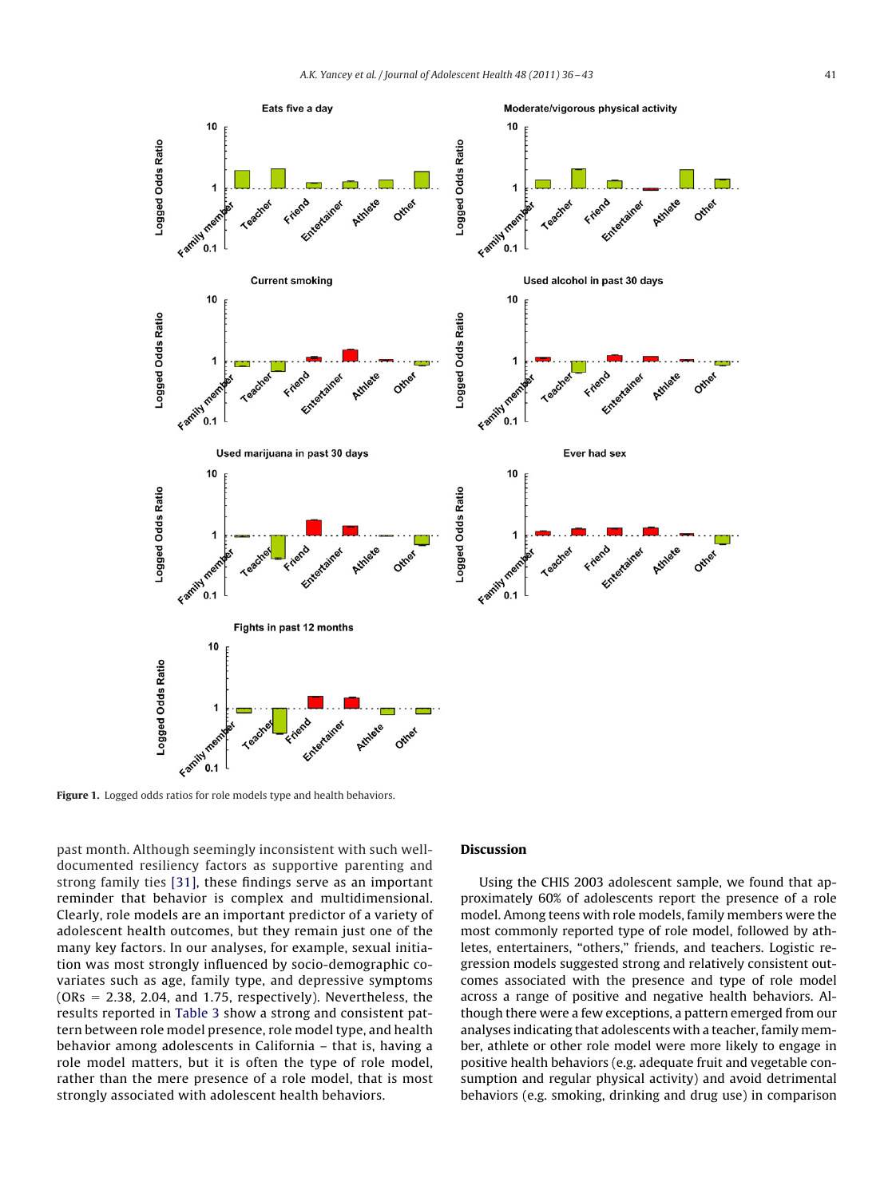Figure 1. Logged odds ratios for role models type and health behaviors.

past month. Although seemingly inconsistent with such well-documented resiliency factors as supportive parenting and strong family ties [31], these findings serve as an important reminder that behavior is complex and multidimensional. Clearly, role models are an important predictor of a variety of adolescent health outcomes, but they remain just one of the many key factors. In our analyses, for example, sexual initiation was most strongly influenced by socio-demographic covariates such as age, family type, and depressive symptoms (ORs = 2.38, 2.04, and 1.75, respectively). Nevertheless, the results reported in Table 3 show a strong and consistent pattern between role model presence, role model type, and health behavior among adolescents in California – that is, having a role model matters, but it is often the type of role model, rather than the mere presence of a role model, that is most strongly associated with adolescent health behaviors.

## Discussion

Using the CHIS 2003 adolescent sample, we found that approximately 60% of adolescents report the presence of a role model. Among teens with role models, family members were the most commonly reported type of role model, followed by athletes, entertainers, "others," friends, and teachers. Logistic regression models suggested strong and relatively consistent outcomes associated with the presence and type of role model across a range of positive and negative health behaviors. Although there were a few exceptions, a pattern emerged from our analyses indicating that adolescents with a teacher, family member, athlete or other role model were more likely to engage in positive health behaviors (e.g. adequate fruit and vegetable consumption and regular physical activity) and avoid detrimental behaviors (e.g. smoking, drinking and drug use) in comparison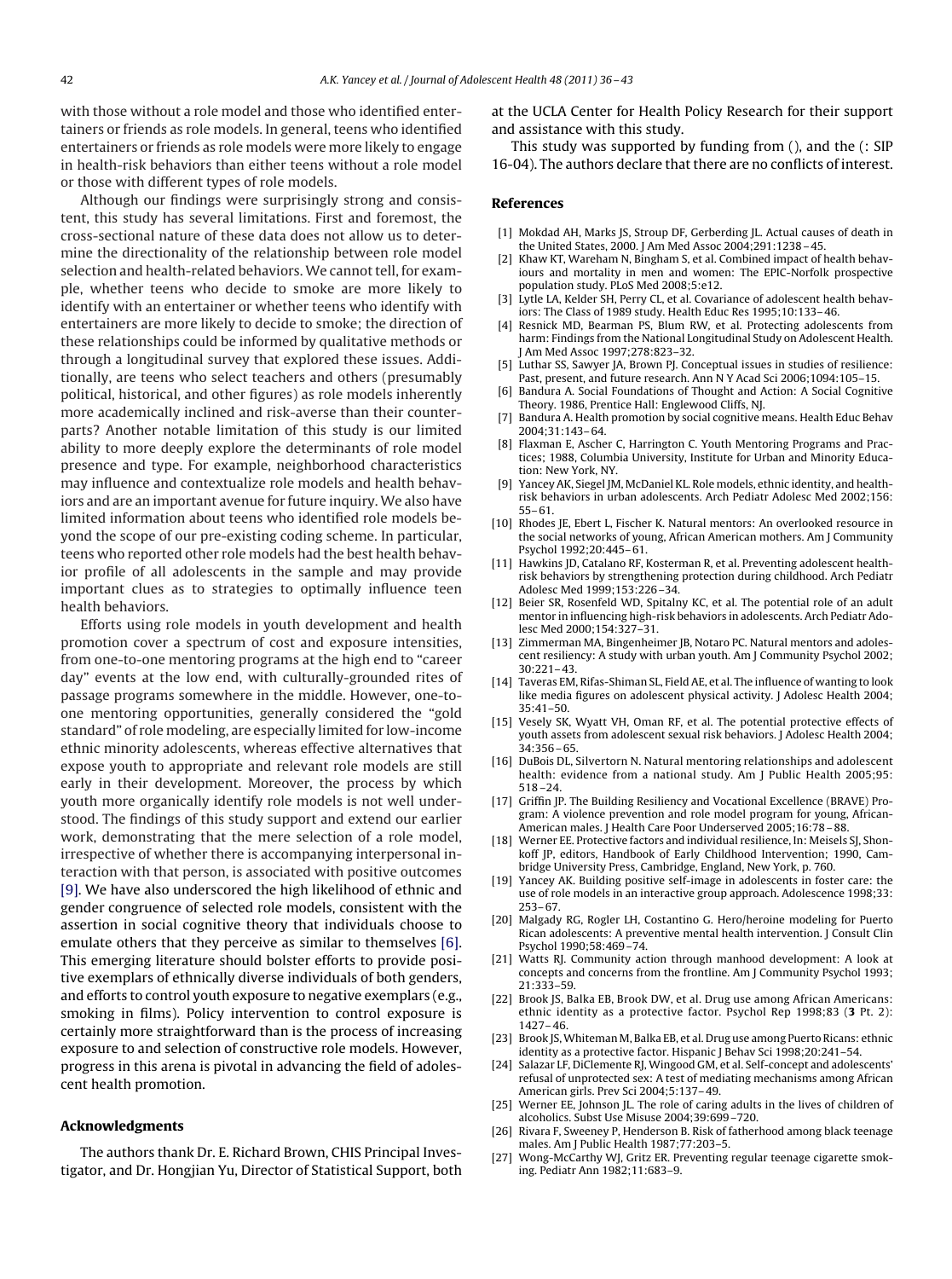with those without a role model and those who identified entertainers or friends as role models. In general, teens who identified entertainers or friends as role models were more likely to engage in health-risk behaviors than either teens without a role model or those with different types of role models.

Although our findings were surprisingly strong and consistent, this study has several limitations. First and foremost, the cross-sectional nature of these data does not allow us to determine the directionality of the relationship between role model selection and health-related behaviors. We cannot tell, for example, whether teens who decide to smoke are more likely to identify with an entertainer or whether teens who identify with entertainers are more likely to decide to smoke; the direction of these relationships could be informed by qualitative methods or through a longitudinal survey that explored these issues. Additionally, are teens who select teachers and others (presumably political, historical, and other figures) as role models inherently more academically inclined and risk-averse than their counterparts? Another notable limitation of this study is our limited ability to more deeply explore the determinants of role model presence and type. For example, neighborhood characteristics may influence and contextualize role models and health behaviors and are an important avenue for future inquiry. We also have limited information about teens who identified role models beyond the scope of our pre-existing coding scheme. In particular, teens who reported other role models had the best health behavior profile of all adolescents in the sample and may provide important clues as to strategies to optimally influence teen health behaviors.

Efforts using role models in youth development and health promotion cover a spectrum of cost and exposure intensities, from one-to-one mentoring programs at the high end to "career day" events at the low end, with culturally-grounded rites of passage programs somewhere in the middle. However, one-to-one mentoring opportunities, generally considered the "gold standard" of role modeling, are especially limited for low-income ethnic minority adolescents, whereas effective alternatives that expose youth to appropriate and relevant role models are still early in their development. Moreover, the process by which youth more organically identify role models is not well understood. The findings of this study support and extend our earlier work, demonstrating that the mere selection of a role model, irrespective of whether there is accompanying interpersonal interaction with that person, is associated with positive outcomes [9]. We have also underscored the high likelihood of ethnic and gender congruence of selected role models, consistent with the assertion in social cognitive theory that individuals choose to emulate others that they perceive as similar to themselves [6]. This emerging literature should bolster efforts to provide positive exemplars of ethnically diverse individuals of both genders, and efforts to control youth exposure to negative exemplars (e.g., smoking in films). Policy intervention to control exposure is certainly more straightforward than is the process of increasing exposure to and selection of constructive role models. However, progress in this arena is pivotal in advancing the field of adolescent health promotion.

## Acknowledgments

The authors thank Dr. E. Richard Brown, CHIS Principal Investigator, and Dr. Hongjian Yu, Director of Statistical Support, both at the UCLA Center for Health Policy Research for their support and assistance with this study.

This study was supported by funding from (), and the (: SIP 16-04). The authors declare that there are no conflicts of interest.

## References

[1] Mokdad AH, Marks JS, Stroup DF, Gerberding JL. Actual causes of death in the United States, 2000. J Am Med Assoc 2004;291:1238–45.

[2] Khaw KT, Wareham N, Bingham S, et al. Combined impact of health behaviours and mortality in men and women: The EPIC-Norfolk prospective population study. PLoS Med 2008;5:e12.

[3] Lytle LA, Kelder SH, Perry CL, et al. Covariance of adolescent health behaviors: The Class of 1989 study. Health Educ Res 1995;10:133–46.

[4] Resnick MD, Bearman PS, Blum RW, et al. Protecting adolescents from harm: Findings from the National Longitudinal Study on Adolescent Health. J Am Med Assoc 1997;278:823–32.

[5] Luthar SS, Sawyer JA, Brown PJ. Conceptual issues in studies of resilience: Past, present, and future research. Ann N Y Acad Sci 2006;1094:105–15.

[6] Bandura A. Social Foundations of Thought and Action: A Social Cognitive Theory. 1986, Prentice Hall: Englewood Cliffs, NJ.

[7] Bandura A. Health promotion by social cognitive means. Health Educ Behav 2004;31:143–64.

[8] Flaxman E, Ascher C, Harrington C. Youth Mentoring Programs and Practices; 1988, Columbia University, Institute for Urban and Minority Education: New York, NY.

[9] Yancey AK, Siegel JM, McDaniel KL. Role models, ethnic identity, and health-risk behaviors in urban adolescents. Arch Pediatr Adolesc Med 2002;156:55–61.

[10] Rhodes JE, Ebert L, Fischer K. Natural mentors: An overlooked resource in the social networks of young, African American mothers. Am J Community Psychol 1992;20:445–61.

[11] Hawkins JD, Catalano RF, Kosterman R, et al. Preventing adolescent health-risk behaviors by strengthening protection during childhood. Arch Pediatr Adolesc Med 1999;153:226–34.

[12] Beier SR, Rosenfeld WD, Spitalny KC, et al. The potential role of an adult mentor in influencing high-risk behaviors in adolescents. Arch Pediatr Adolesc Med 2000;154:327–31.

[13] Zimmerman MA, Bingenheimer JB, Notaro PC. Natural mentors and adolescent resiliency: A study with urban youth. Am J Community Psychol 2002;30:221–43.

[14] Taveras EM, Rifas-Shiman SL, Field AE, et al. The influence of wanting to look like media figures on adolescent physical activity. J Adolesc Health 2004;35:41–50.

[15] Vesely SK, Wyatt VH, Oman RF, et al. The potential protective effects of youth assets from adolescent sexual risk behaviors. J Adolesc Health 2004;34:356–65.

[16] DuBois DL, Silvertorn N. Natural mentoring relationships and adolescent health: evidence from a national study. Am J Public Health 2005;95:518–24.

[17] Griffin JP. The Building Resiliency and Vocational Excellence (BRAVE) Program: A violence prevention and role model program for young, African-American males. J Health Care Poor Underserved 2005;16:78–88.

[18] Werner EE. Protective factors and individual resilience, In: Meisels SJ, Shonkoff JP, editors, Handbook of Early Childhood Intervention; 1990, Cambridge University Press, Cambridge, England, New York, p. 760.

[19] Yancey AK. Building positive self-image in adolescents in foster care: the use of role models in an interactive group approach. Adolescence 1998;33:253–67.

[20] Malgady RG, Rogler LH, Costantino G. Hero/heroine modeling for Puerto Rican adolescents: A preventive mental health intervention. J Consult Clin Psychol 1990;58:469–74.

[21] Watts RJ. Community action through manhood development: A look at concepts and concerns from the frontline. Am J Community Psychol 1993;21:333–59.

[22] Brook JS, Balka EB, Brook DW, et al. Drug use among African Americans: ethnic identity as a protective factor. Psychol Rep 1998;83 (**3** Pt. 2):1427–46.

[23] Brook JS, Whiteman M, Balka EB, et al. Drug use among Puerto Ricans: ethnic identity as a protective factor. Hispanic J Behav Sci 1998;20:241–54.

[24] Salazar LF, DiClemente RJ, Wingood GM, et al. Self-concept and adolescents' refusal of unprotected sex: A test of mediating mechanisms among African American girls. Prev Sci 2004;5:137–49.

[25] Werner EE, Johnson JL. The role of caring adults in the lives of children of alcoholics. Subst Use Misuse 2004;39:699–720.

[26] Rivara F, Sweeney P, Henderson B. Risk of fatherhood among black teenage males. Am J Public Health 1987;77:203–5.

[27] Wong-McCarthy WJ, Gritz ER. Preventing regular teenage cigarette smoking. Pediatr Ann 1982;11:683–9.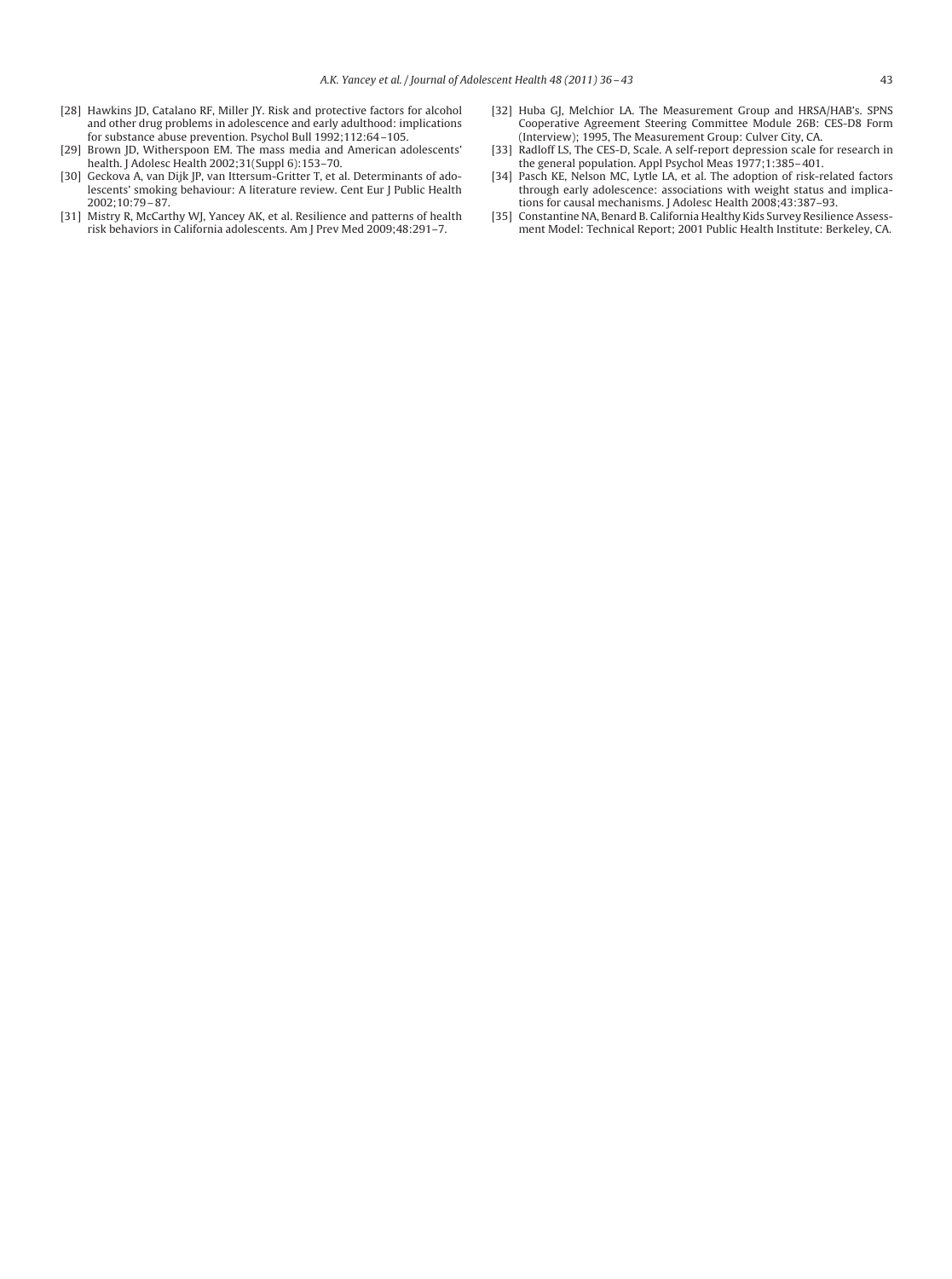[28] Hawkins JD, Catalano RF, Miller JY. Risk and protective factors for alcohol and other drug problems in adolescence and early adulthood: implications for substance abuse prevention. Psychol Bull 1992;112:64–105.

[29] Brown JD, Witherspoon EM. The mass media and American adolescents' health. J Adolesc Health 2002;31(Suppl 6):153–70.

[30] Geckova A, van Dijk JP, van Ittersum-Gritter T, et al. Determinants of adolescents' smoking behaviour: A literature review. Cent Eur J Public Health 2002;10:79–87.

[31] Mistry R, McCarthy WJ, Yancey AK, et al. Resilience and patterns of health risk behaviors in California adolescents. Am J Prev Med 2009;48:291–7.

[32] Huba GJ, Melchior LA. The Measurement Group and HRSA/HAB's. SPNS Cooperative Agreement Steering Committee Module 26B: CES-D8 Form (Interview); 1995, The Measurement Group: Culver City, CA.

[33] Radloff LS, The CES-D, Scale. A self-report depression scale for research in the general population. Appl Psychol Meas 1977;1:385–401.

[34] Pasch KE, Nelson MC, Lytle LA, et al. The adoption of risk-related factors through early adolescence: associations with weight status and implications for causal mechanisms. J Adolesc Health 2008;43:387–93.

[35] Constantine NA, Benard B. California Healthy Kids Survey Resilience Assessment Model: Technical Report; 2001 Public Health Institute: Berkeley, CA.